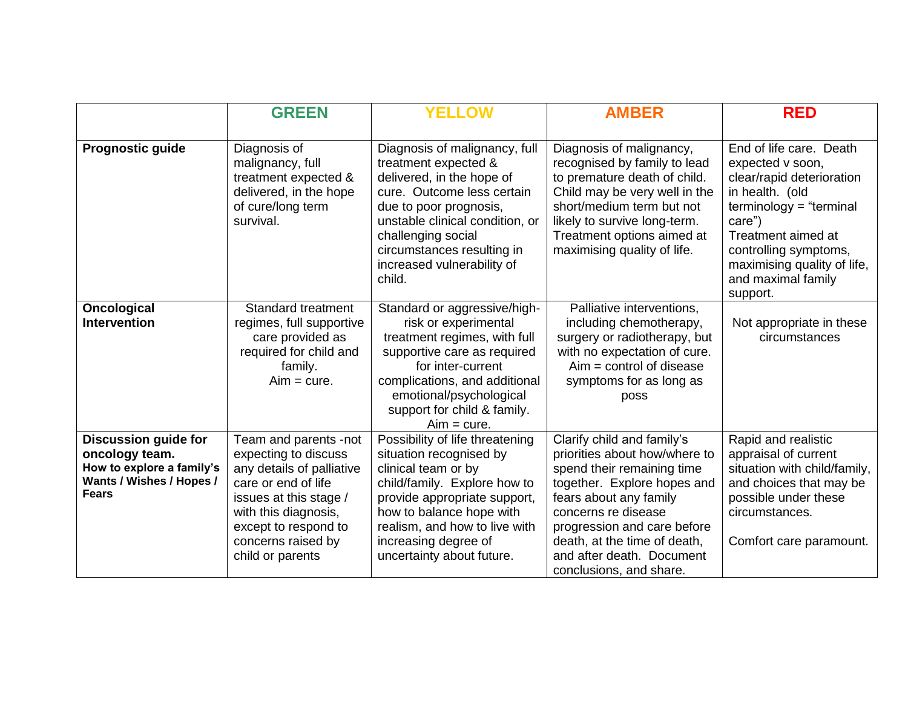| | GREEN | YELLOW | AMBER | RED |
|---|---|---|---|---|
| **Prognostic guide** | Diagnosis of malignancy, full treatment expected & delivered, in the hope of cure/long term survival. | Diagnosis of malignancy, full treatment expected & delivered, in the hope of cure. Outcome less certain due to poor prognosis, unstable clinical condition, or challenging social circumstances resulting in increased vulnerability of child. | Diagnosis of malignancy, recognised by family to lead to premature death of child. Child may be very well in the short/medium term but not likely to survive long-term. Treatment options aimed at maximising quality of life. | End of life care. Death expected v soon, clear/rapid deterioration in health. (old terminology = "terminal care") Treatment aimed at controlling symptoms, maximising quality of life, and maximal family support. |
| **Oncological Intervention** | Standard treatment regimes, full supportive care provided as required for child and family. Aim = cure. | Standard or aggressive/high-risk or experimental treatment regimes, with full supportive care as required for inter-current complications, and additional emotional/psychological support for child & family. Aim = cure. | Palliative interventions, including chemotherapy, surgery or radiotherapy, but with no expectation of cure. Aim = control of disease symptoms for as long as poss | Not appropriate in these circumstances |
| **Discussion guide for oncology team. How to explore a family's Wants / Wishes / Hopes / Fears** | Team and parents -not expecting to discuss any details of palliative care or end of life issues at this stage / with this diagnosis, except to respond to concerns raised by child or parents | Possibility of life threatening situation recognised by clinical team or by child/family. Explore how to provide appropriate support, how to balance hope with realism, and how to live with increasing degree of uncertainty about future. | Clarify child and family's priorities about how/where to spend their remaining time together. Explore hopes and fears about any family concerns re disease progression and care before death, at the time of death, and after death. Document conclusions, and share. | Rapid and realistic appraisal of current situation with child/family, and choices that may be possible under these circumstances.<br><br>Comfort care paramount. |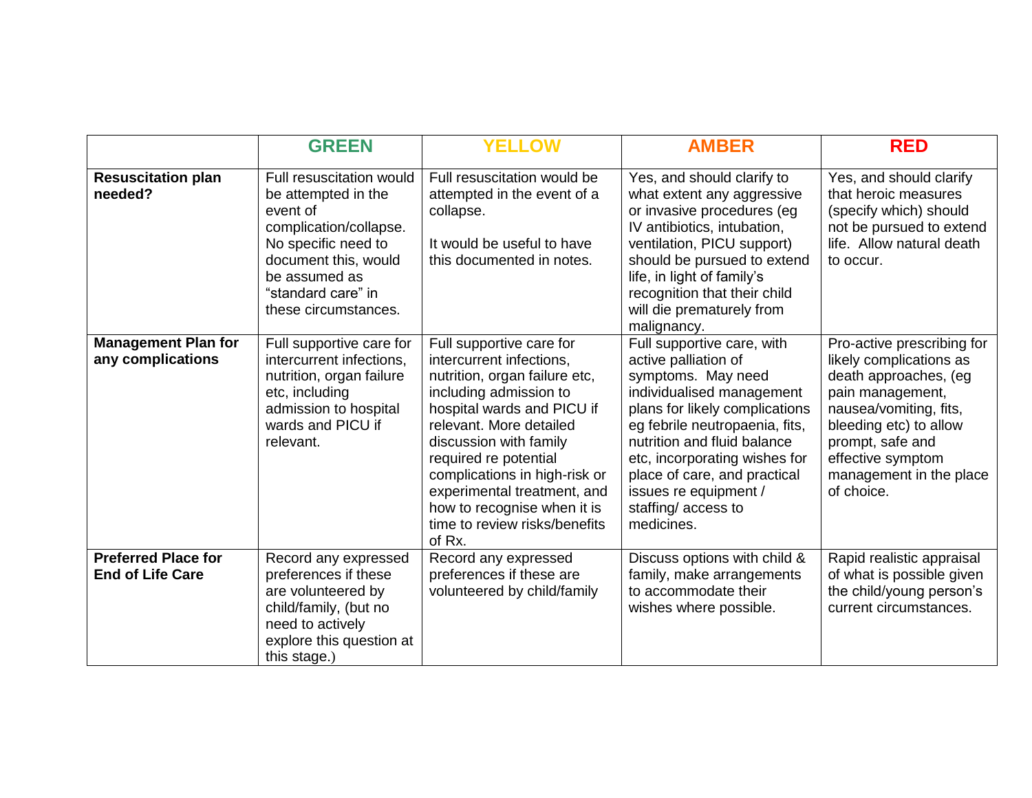| | GREEN | YELLOW | AMBER | RED |
|---|---|---|---|---|
| **Resuscitation plan needed?** | Full resuscitation would be attempted in the event of complication/collapse. No specific need to document this, would be assumed as "standard care" in these circumstances. | Full resuscitation would be attempted in the event of a collapse.<br><br>It would be useful to have this documented in notes. | Yes, and should clarify to what extent any aggressive or invasive procedures (eg IV antibiotics, intubation, ventilation, PICU support) should be pursued to extend life, in light of family's recognition that their child will die prematurely from malignancy. | Yes, and should clarify that heroic measures (specify which) should not be pursued to extend life. Allow natural death to occur. |
| **Management Plan for any complications** | Full supportive care for intercurrent infections, nutrition, organ failure etc, including admission to hospital wards and PICU if relevant. | Full supportive care for intercurrent infections, nutrition, organ failure etc, including admission to hospital wards and PICU if relevant. More detailed discussion with family required re potential complications in high-risk or experimental treatment, and how to recognise when it is time to review risks/benefits of Rx. | Full supportive care, with active palliation of symptoms. May need individualised management plans for likely complications eg febrile neutropaenia, fits, nutrition and fluid balance etc, incorporating wishes for place of care, and practical issues re equipment / staffing/ access to medicines. | Pro-active prescribing for likely complications as death approaches, (eg pain management, nausea/vomiting, fits, bleeding etc) to allow prompt, safe and effective symptom management in the place of choice. |
| **Preferred Place for End of Life Care** | Record any expressed preferences if these are volunteered by child/family, (but no need to actively explore this question at this stage.) | Record any expressed preferences if these are volunteered by child/family | Discuss options with child & family, make arrangements to accommodate their wishes where possible. | Rapid realistic appraisal of what is possible given the child/young person's current circumstances. |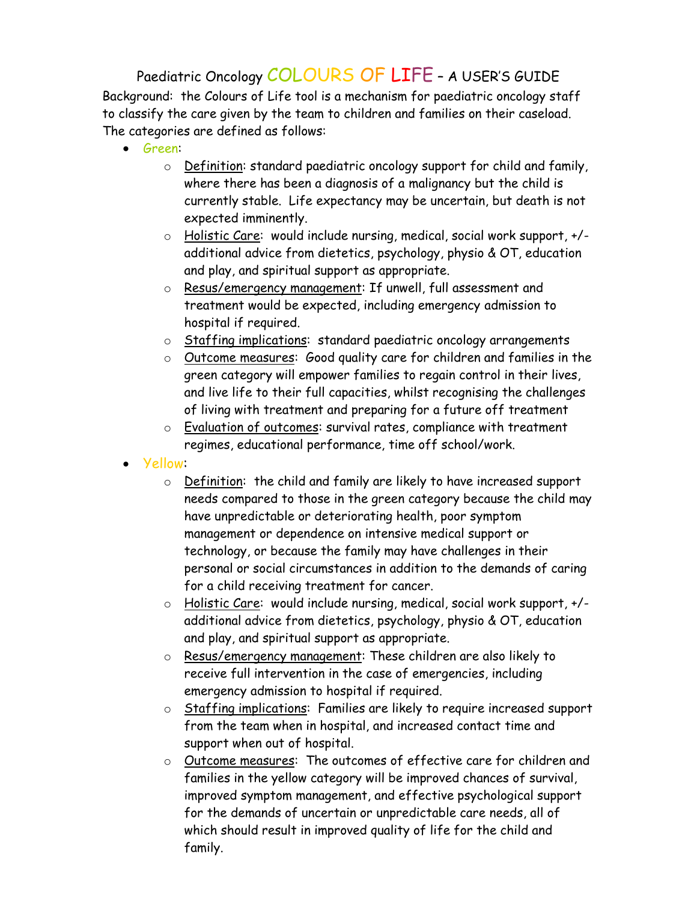# Paediatric Oncology COLOURS OF LIFE – A USER'S GUIDE

Background: the Colours of Life tool is a mechanism for paediatric oncology staff to classify the care given by the team to children and families on their caseload. The categories are defined as follows:

- Green:
  - Definition: standard paediatric oncology support for child and family, where there has been a diagnosis of a malignancy but the child is currently stable. Life expectancy may be uncertain, but death is not expected imminently.
  - Holistic Care: would include nursing, medical, social work support, +/- additional advice from dietetics, psychology, physio & OT, education and play, and spiritual support as appropriate.
  - Resus/emergency management: If unwell, full assessment and treatment would be expected, including emergency admission to hospital if required.
  - Staffing implications: standard paediatric oncology arrangements
  - Outcome measures: Good quality care for children and families in the green category will empower families to regain control in their lives, and live life to their full capacities, whilst recognising the challenges of living with treatment and preparing for a future off treatment
  - Evaluation of outcomes: survival rates, compliance with treatment regimes, educational performance, time off school/work.
- Yellow:
  - Definition: the child and family are likely to have increased support needs compared to those in the green category because the child may have unpredictable or deteriorating health, poor symptom management or dependence on intensive medical support or technology, or because the family may have challenges in their personal or social circumstances in addition to the demands of caring for a child receiving treatment for cancer.
  - Holistic Care: would include nursing, medical, social work support, +/- additional advice from dietetics, psychology, physio & OT, education and play, and spiritual support as appropriate.
  - Resus/emergency management: These children are also likely to receive full intervention in the case of emergencies, including emergency admission to hospital if required.
  - Staffing implications: Families are likely to require increased support from the team when in hospital, and increased contact time and support when out of hospital.
  - Outcome measures: The outcomes of effective care for children and families in the yellow category will be improved chances of survival, improved symptom management, and effective psychological support for the demands of uncertain or unpredictable care needs, all of which should result in improved quality of life for the child and family.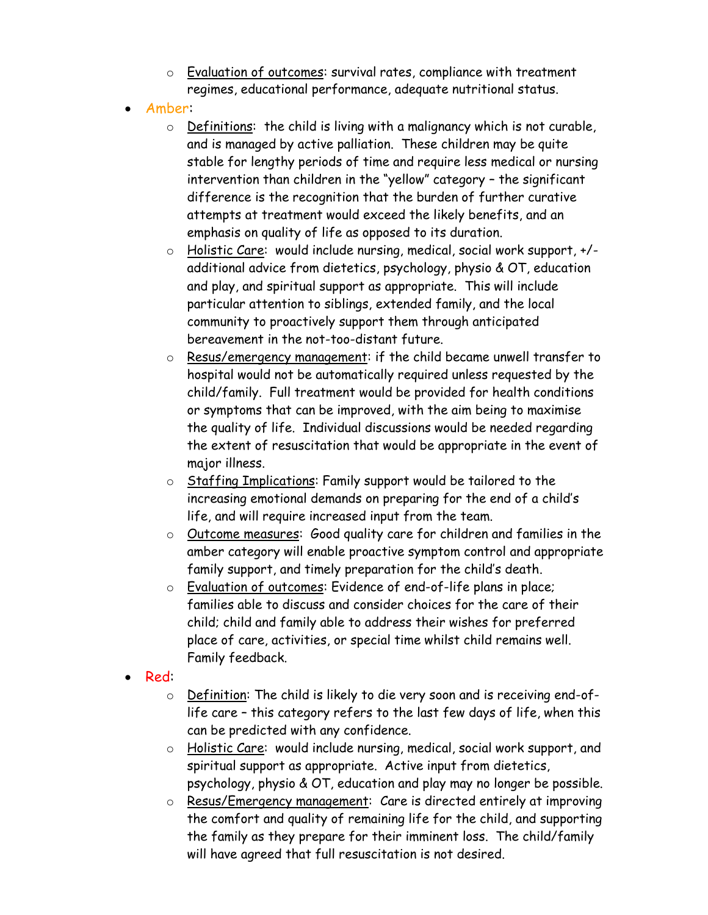- <u>Evaluation of outcomes</u>: survival rates, compliance with treatment regimes, educational performance, adequate nutritional status.
- Amber:
    - <u>Definitions</u>: the child is living with a malignancy which is not curable, and is managed by active palliation. These children may be quite stable for lengthy periods of time and require less medical or nursing intervention than children in the "yellow" category – the significant difference is the recognition that the burden of further curative attempts at treatment would exceed the likely benefits, and an emphasis on quality of life as opposed to its duration.
    - <u>Holistic Care</u>: would include nursing, medical, social work support, +/- additional advice from dietetics, psychology, physio & OT, education and play, and spiritual support as appropriate. This will include particular attention to siblings, extended family, and the local community to proactively support them through anticipated bereavement in the not-too-distant future.
    - <u>Resus/emergency management</u>: if the child became unwell transfer to hospital would not be automatically required unless requested by the child/family. Full treatment would be provided for health conditions or symptoms that can be improved, with the aim being to maximise the quality of life. Individual discussions would be needed regarding the extent of resuscitation that would be appropriate in the event of major illness.
    - <u>Staffing Implications</u>: Family support would be tailored to the increasing emotional demands on preparing for the end of a child's life, and will require increased input from the team.
    - <u>Outcome measures</u>: Good quality care for children and families in the amber category will enable proactive symptom control and appropriate family support, and timely preparation for the child's death.
    - <u>Evaluation of outcomes</u>: Evidence of end-of-life plans in place; families able to discuss and consider choices for the care of their child; child and family able to address their wishes for preferred place of care, activities, or special time whilst child remains well. Family feedback.
- Red:
    - <u>Definition</u>: The child is likely to die very soon and is receiving end-of-life care – this category refers to the last few days of life, when this can be predicted with any confidence.
    - <u>Holistic Care</u>: would include nursing, medical, social work support, and spiritual support as appropriate. Active input from dietetics, psychology, physio & OT, education and play may no longer be possible.
    - <u>Resus/Emergency management</u>: Care is directed entirely at improving the comfort and quality of remaining life for the child, and supporting the family as they prepare for their imminent loss. The child/family will have agreed that full resuscitation is not desired.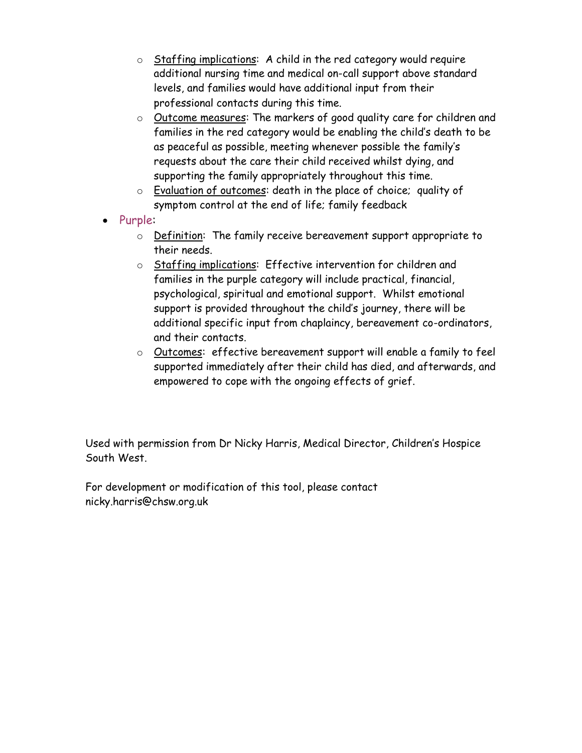- Staffing implications: A child in the red category would require additional nursing time and medical on-call support above standard levels, and families would have additional input from their professional contacts during this time.
  - Outcome measures: The markers of good quality care for children and families in the red category would be enabling the child's death to be as peaceful as possible, meeting whenever possible the family's requests about the care their child received whilst dying, and supporting the family appropriately throughout this time.
  - Evaluation of outcomes: death in the place of choice; quality of symptom control at the end of life; family feedback
- Purple:
  - Definition: The family receive bereavement support appropriate to their needs.
  - Staffing implications: Effective intervention for children and families in the purple category will include practical, financial, psychological, spiritual and emotional support. Whilst emotional support is provided throughout the child's journey, there will be additional specific input from chaplaincy, bereavement co-ordinators, and their contacts.
  - Outcomes: effective bereavement support will enable a family to feel supported immediately after their child has died, and afterwards, and empowered to cope with the ongoing effects of grief.

Used with permission from Dr Nicky Harris, Medical Director, Children's Hospice South West.

For development or modification of this tool, please contact nicky.harris@chsw.org.uk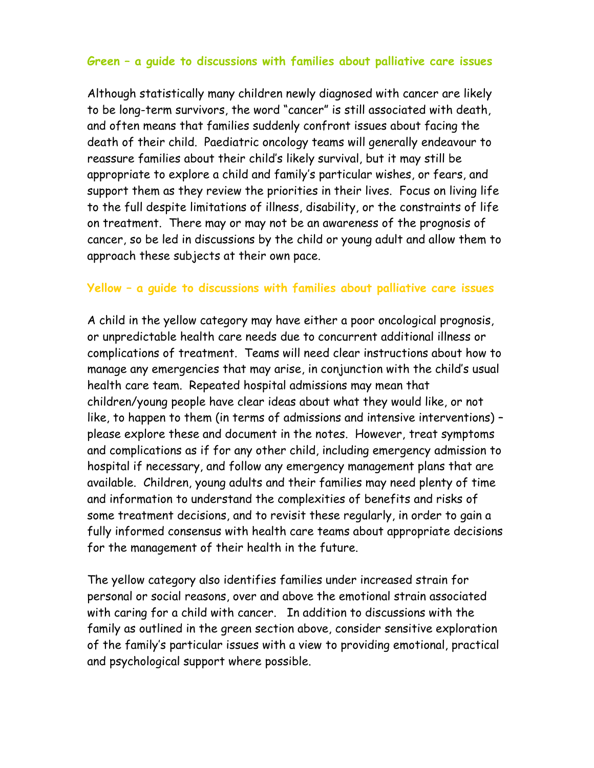### Green – a guide to discussions with families about palliative care issues

Although statistically many children newly diagnosed with cancer are likely to be long-term survivors, the word "cancer" is still associated with death, and often means that families suddenly confront issues about facing the death of their child. Paediatric oncology teams will generally endeavour to reassure families about their child's likely survival, but it may still be appropriate to explore a child and family's particular wishes, or fears, and support them as they review the priorities in their lives. Focus on living life to the full despite limitations of illness, disability, or the constraints of life on treatment. There may or may not be an awareness of the prognosis of cancer, so be led in discussions by the child or young adult and allow them to approach these subjects at their own pace.

### Yellow – a guide to discussions with families about palliative care issues

A child in the yellow category may have either a poor oncological prognosis, or unpredictable health care needs due to concurrent additional illness or complications of treatment. Teams will need clear instructions about how to manage any emergencies that may arise, in conjunction with the child's usual health care team. Repeated hospital admissions may mean that children/young people have clear ideas about what they would like, or not like, to happen to them (in terms of admissions and intensive interventions) – please explore these and document in the notes. However, treat symptoms and complications as if for any other child, including emergency admission to hospital if necessary, and follow any emergency management plans that are available. Children, young adults and their families may need plenty of time and information to understand the complexities of benefits and risks of some treatment decisions, and to revisit these regularly, in order to gain a fully informed consensus with health care teams about appropriate decisions for the management of their health in the future.

The yellow category also identifies families under increased strain for personal or social reasons, over and above the emotional strain associated with caring for a child with cancer. In addition to discussions with the family as outlined in the green section above, consider sensitive exploration of the family's particular issues with a view to providing emotional, practical and psychological support where possible.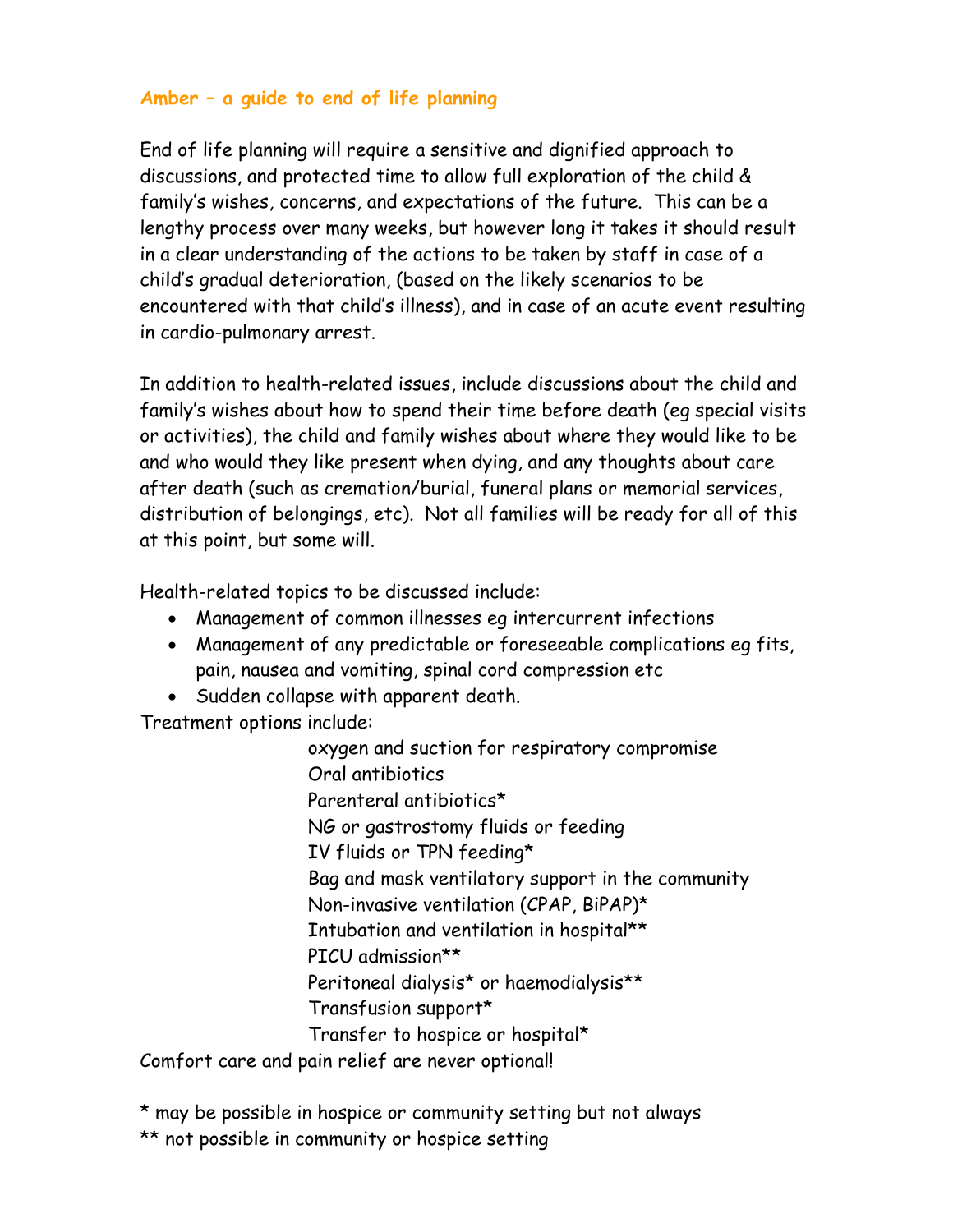## Amber – a guide to end of life planning

End of life planning will require a sensitive and dignified approach to discussions, and protected time to allow full exploration of the child & family's wishes, concerns, and expectations of the future. This can be a lengthy process over many weeks, but however long it takes it should result in a clear understanding of the actions to be taken by staff in case of a child's gradual deterioration, (based on the likely scenarios to be encountered with that child's illness), and in case of an acute event resulting in cardio-pulmonary arrest.

In addition to health-related issues, include discussions about the child and family's wishes about how to spend their time before death (eg special visits or activities), the child and family wishes about where they would like to be and who would they like present when dying, and any thoughts about care after death (such as cremation/burial, funeral plans or memorial services, distribution of belongings, etc). Not all families will be ready for all of this at this point, but some will.

Health-related topics to be discussed include:

- Management of common illnesses eg intercurrent infections
- Management of any predictable or foreseeable complications eg fits, pain, nausea and vomiting, spinal cord compression etc
- Sudden collapse with apparent death.

Treatment options include:

oxygen and suction for respiratory compromise
Oral antibiotics
Parenteral antibiotics*
NG or gastrostomy fluids or feeding
IV fluids or TPN feeding*
Bag and mask ventilatory support in the community
Non-invasive ventilation (CPAP, BiPAP)*
Intubation and ventilation in hospital**
PICU admission**
Peritoneal dialysis* or haemodialysis**
Transfusion support*
Transfer to hospice or hospital*

Comfort care and pain relief are never optional!

\* may be possible in hospice or community setting but not always
\** not possible in community or hospice setting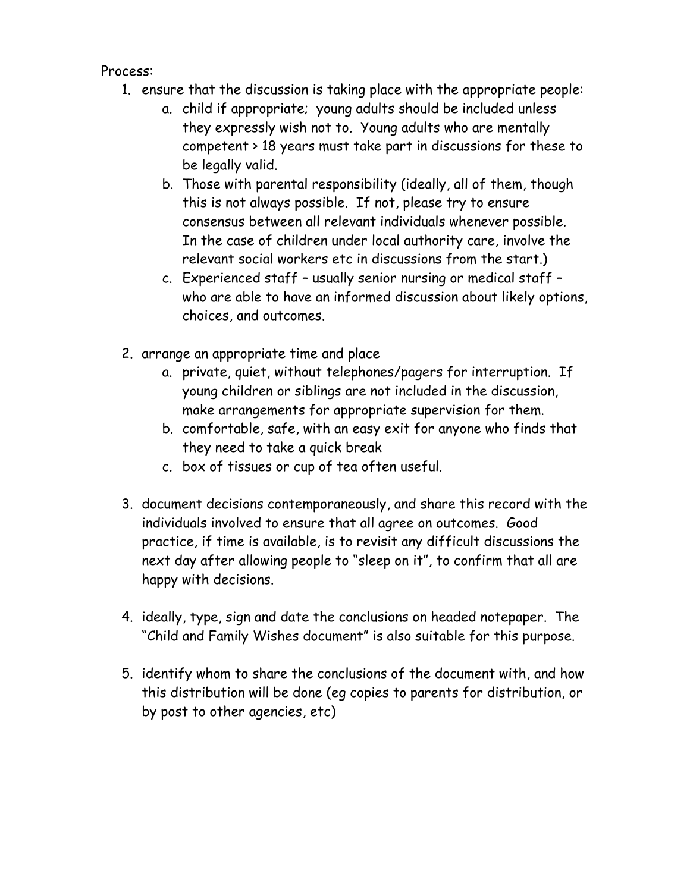Process:

1. ensure that the discussion is taking place with the appropriate people:
    a. child if appropriate; young adults should be included unless they expressly wish not to. Young adults who are mentally competent > 18 years must take part in discussions for these to be legally valid.
    b. Those with parental responsibility (ideally, all of them, though this is not always possible. If not, please try to ensure consensus between all relevant individuals whenever possible. In the case of children under local authority care, involve the relevant social workers etc in discussions from the start.)
    c. Experienced staff – usually senior nursing or medical staff – who are able to have an informed discussion about likely options, choices, and outcomes.

2. arrange an appropriate time and place
    a. private, quiet, without telephones/pagers for interruption. If young children or siblings are not included in the discussion, make arrangements for appropriate supervision for them.
    b. comfortable, safe, with an easy exit for anyone who finds that they need to take a quick break
    c. box of tissues or cup of tea often useful.

3. document decisions contemporaneously, and share this record with the individuals involved to ensure that all agree on outcomes. Good practice, if time is available, is to revisit any difficult discussions the next day after allowing people to "sleep on it", to confirm that all are happy with decisions.

4. ideally, type, sign and date the conclusions on headed notepaper. The "Child and Family Wishes document" is also suitable for this purpose.

5. identify whom to share the conclusions of the document with, and how this distribution will be done (eg copies to parents for distribution, or by post to other agencies, etc)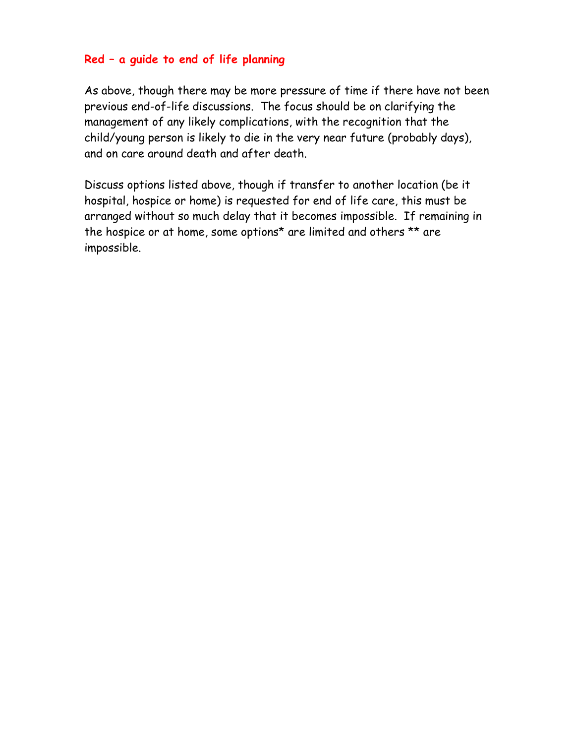## Red – a guide to end of life planning

As above, though there may be more pressure of time if there have not been previous end-of-life discussions. The focus should be on clarifying the management of any likely complications, with the recognition that the child/young person is likely to die in the very near future (probably days), and on care around death and after death.

Discuss options listed above, though if transfer to another location (be it hospital, hospice or home) is requested for end of life care, this must be arranged without so much delay that it becomes impossible. If remaining in the hospice or at home, some options* are limited and others ** are impossible.